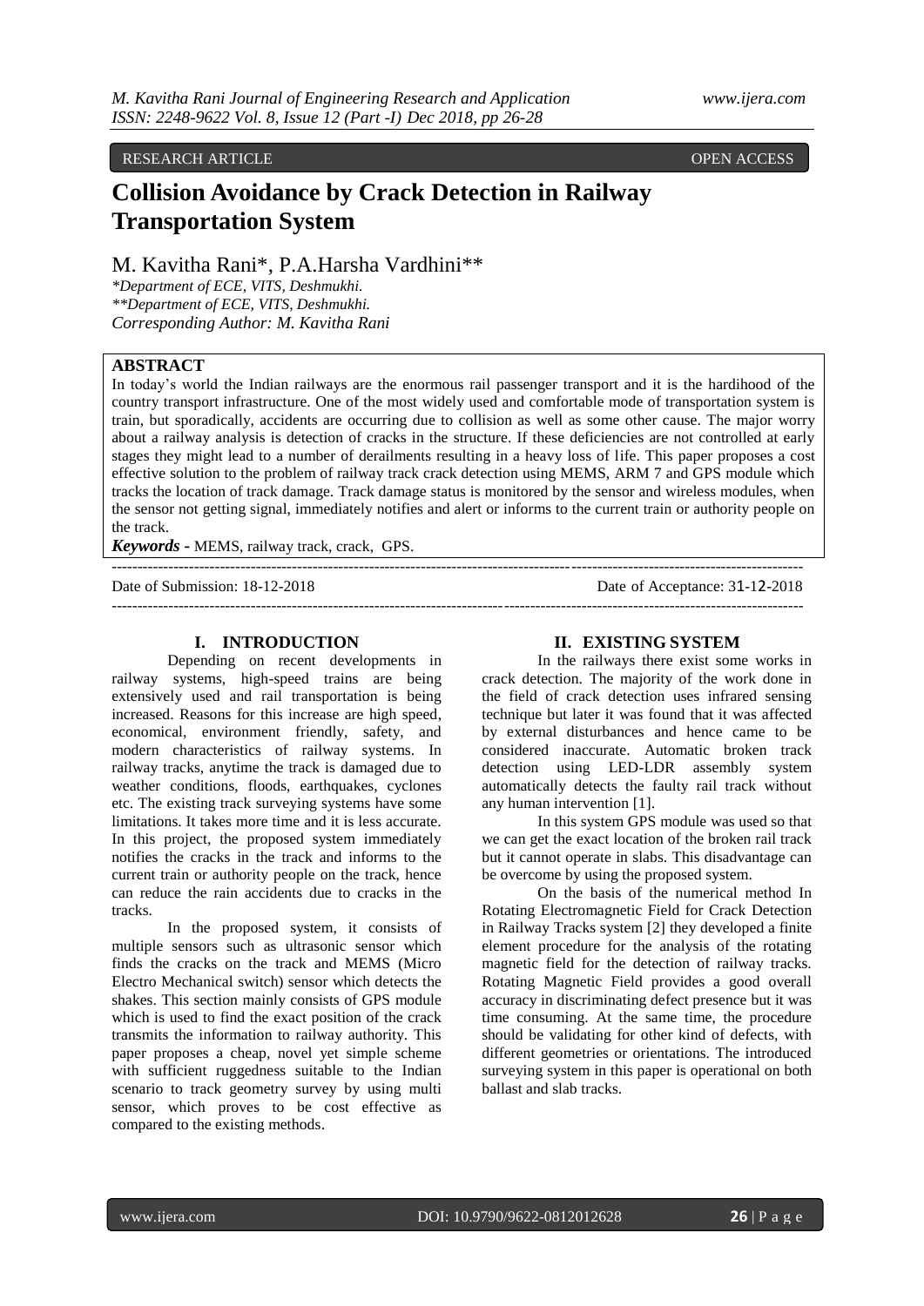RESEARCH ARTICLE OPEN ACCESS

# Collision Avoidance by Crack Detection in Railway Transportation System

M. Kavitha Rani*, P.A.Harsha Vardhini**

*Department of ECE, VITS, Deshmukhi.
**Department of ECE, VITS, Deshmukhi.
Corresponding Author: M. Kavitha Rani

## ABSTRACT

In today's world the Indian railways are the enormous rail passenger transport and it is the hardihood of the country transport infrastructure. One of the most widely used and comfortable mode of transportation system is train, but sporadically, accidents are occurring due to collision as well as some other cause. The major worry about a railway analysis is detection of cracks in the structure. If these deficiencies are not controlled at early stages they might lead to a number of derailments resulting in a heavy loss of life. This paper proposes a cost effective solution to the problem of railway track crack detection using MEMS, ARM 7 and GPS module which tracks the location of track damage. Track damage status is monitored by the sensor and wireless modules, when the sensor not getting signal, immediately notifies and alert or informs to the current train or authority people on the track.

***Keywords -*** MEMS, railway track, crack, GPS.

---

Date of Submission: 18-12-2018 Date of Acceptance: 31-12-2018

---

## I. INTRODUCTION

Depending on recent developments in railway systems, high-speed trains are being extensively used and rail transportation is being increased. Reasons for this increase are high speed, economical, environment friendly, safety, and modern characteristics of railway systems. In railway tracks, anytime the track is damaged due to weather conditions, floods, earthquakes, cyclones etc. The existing track surveying systems have some limitations. It takes more time and it is less accurate. In this project, the proposed system immediately notifies the cracks in the track and informs to the current train or authority people on the track, hence can reduce the rain accidents due to cracks in the tracks.

In the proposed system, it consists of multiple sensors such as ultrasonic sensor which finds the cracks on the track and MEMS (Micro Electro Mechanical switch) sensor which detects the shakes. This section mainly consists of GPS module which is used to find the exact position of the crack transmits the information to railway authority. This paper proposes a cheap, novel yet simple scheme with sufficient ruggedness suitable to the Indian scenario to track geometry survey by using multi sensor, which proves to be cost effective as compared to the existing methods.

## II. EXISTING SYSTEM

In the railways there exist some works in crack detection. The majority of the work done in the field of crack detection uses infrared sensing technique but later it was found that it was affected by external disturbances and hence came to be considered inaccurate. Automatic broken track detection using LED-LDR assembly system automatically detects the faulty rail track without any human intervention [1].

In this system GPS module was used so that we can get the exact location of the broken rail track but it cannot operate in slabs. This disadvantage can be overcome by using the proposed system.

On the basis of the numerical method In Rotating Electromagnetic Field for Crack Detection in Railway Tracks system [2] they developed a finite element procedure for the analysis of the rotating magnetic field for the detection of railway tracks. Rotating Magnetic Field provides a good overall accuracy in discriminating defect presence but it was time consuming. At the same time, the procedure should be validating for other kind of defects, with different geometries or orientations. The introduced surveying system in this paper is operational on both ballast and slab tracks.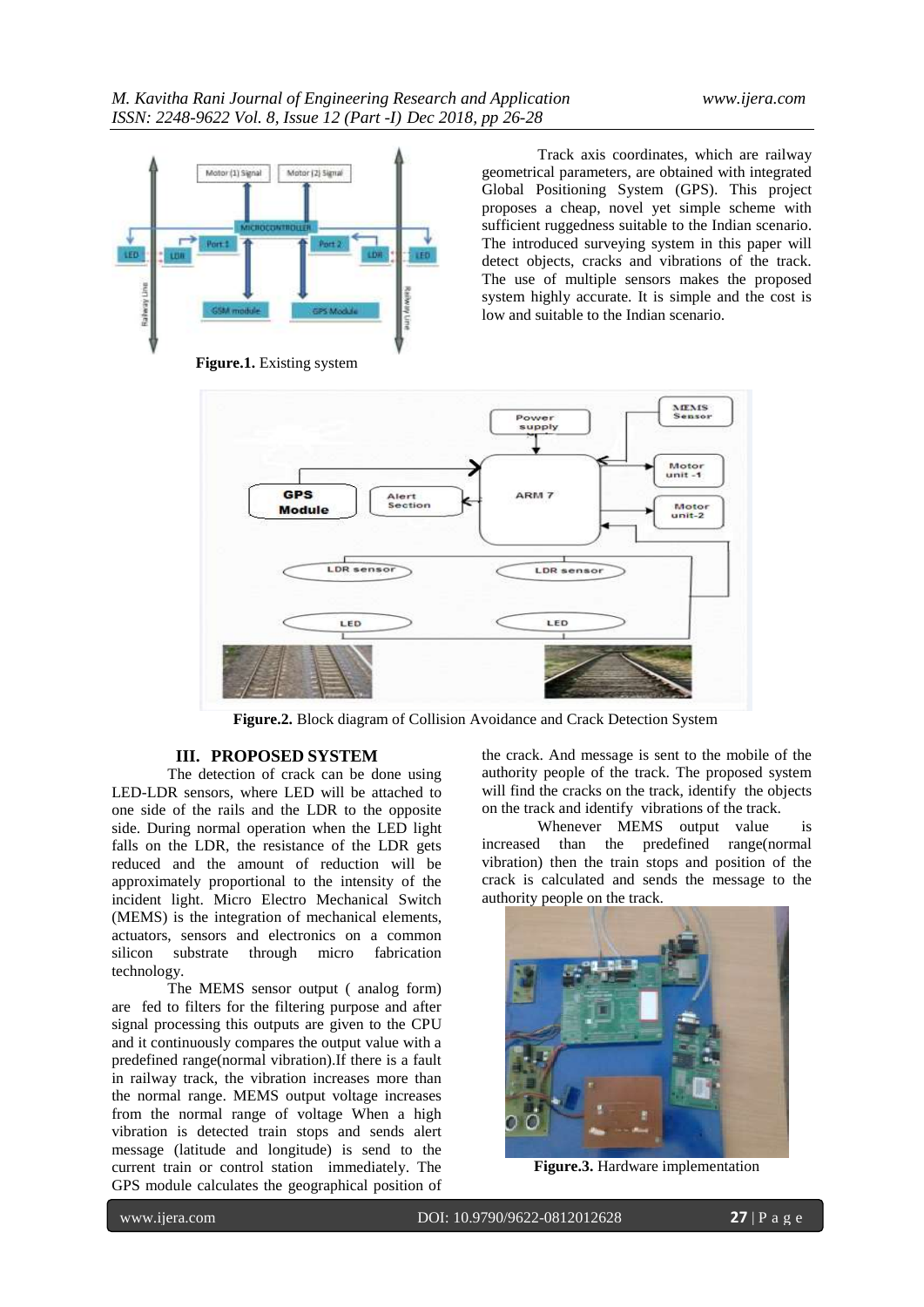Figure.1. Existing system

Track axis coordinates, which are railway geometrical parameters, are obtained with integrated Global Positioning System (GPS). This project proposes a cheap, novel yet simple scheme with sufficient ruggedness suitable to the Indian scenario. The introduced surveying system in this paper will detect objects, cracks and vibrations of the track. The use of multiple sensors makes the proposed system highly accurate. It is simple and the cost is low and suitable to the Indian scenario.

**Figure.2.** Block diagram of Collision Avoidance and Crack Detection System

## III. PROPOSED SYSTEM

The detection of crack can be done using LED-LDR sensors, where LED will be attached to one side of the rails and the LDR to the opposite side. During normal operation when the LED light falls on the LDR, the resistance of the LDR gets reduced and the amount of reduction will be approximately proportional to the intensity of the incident light. Micro Electro Mechanical Switch (MEMS) is the integration of mechanical elements, actuators, sensors and electronics on a common silicon substrate through micro fabrication technology.

The MEMS sensor output ( analog form) are fed to filters for the filtering purpose and after signal processing this outputs are given to the CPU and it continuously compares the output value with a predefined range(normal vibration).If there is a fault in railway track, the vibration increases more than the normal range. MEMS output voltage increases from the normal range of voltage When a high vibration is detected train stops and sends alert message (latitude and longitude) is send to the current train or control station immediately. The GPS module calculates the geographical position of the crack. And message is sent to the mobile of the authority people of the track. The proposed system will find the cracks on the track, identify the objects on the track and identify vibrations of the track.

Whenever MEMS output value is increased than the predefined range(normal vibration) then the train stops and position of the crack is calculated and sends the message to the authority people on the track.

**Figure.3.** Hardware implementation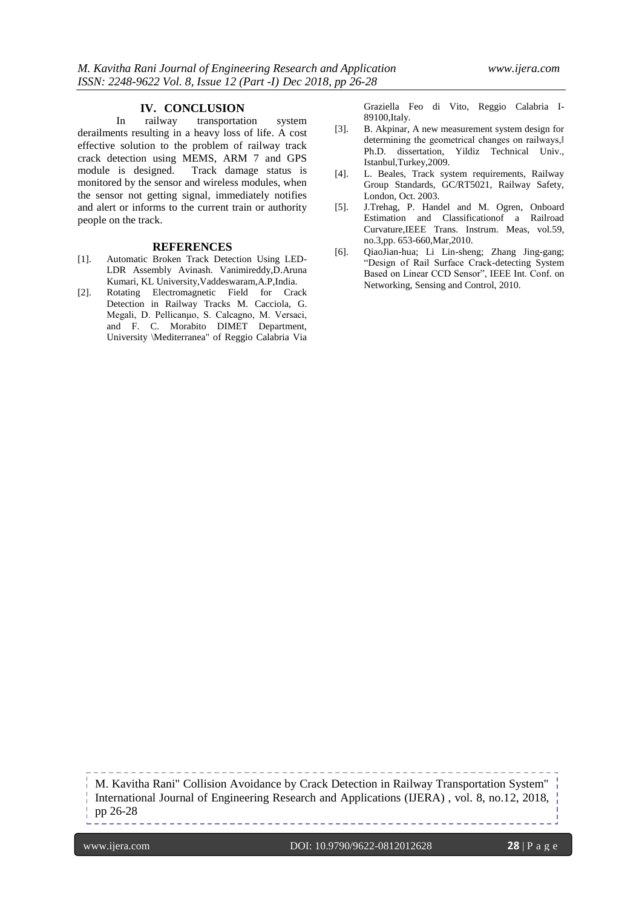## IV. CONCLUSION

In railway transportation system derailments resulting in a heavy loss of life. A cost effective solution to the problem of railway track crack detection using MEMS, ARM 7 and GPS module is designed. Track damage status is monitored by the sensor and wireless modules, when the sensor not getting signal, immediately notifies and alert or informs to the current train or authority people on the track.

## REFERENCES

[1]. Automatic Broken Track Detection Using LED-LDR Assembly Avinash. Vanimireddy,D.Aruna Kumari, KL University,Vaddeswaram,A.P,India.

[2]. Rotating Electromagnetic Field for Crack Detection in Railway Tracks M. Cacciola, G. Megali, D. Pellicanµo, S. Calcagno, M. Versaci, and F. C. Morabito DIMET Department, University \Mediterranea" of Reggio Calabria Via Graziella Feo di Vito, Reggio Calabria I-89100,Italy.

[3]. B. Akpinar, A new measurement system design for determining the geometrical changes on railways,‖ Ph.D. dissertation, Yildiz Technical Univ., Istanbul,Turkey,2009.

[4]. L. Beales, Track system requirements, Railway Group Standards, GC/RT5021, Railway Safety, London, Oct. 2003.

[5]. J.Trehag, P. Handel and M. Ogren, Onboard Estimation and Classificationof a Railroad Curvature,IEEE Trans. Instrum. Meas, vol.59, no.3,pp. 653-660,Mar,2010.

[6]. QiaoJian-hua; Li Lin-sheng; Zhang Jing-gang; "Design of Rail Surface Crack-detecting System Based on Linear CCD Sensor", IEEE Int. Conf. on Networking, Sensing and Control, 2010.

M. Kavitha Rani" Collision Avoidance by Crack Detection in Railway Transportation System" International Journal of Engineering Research and Applications (IJERA) , vol. 8, no.12, 2018, pp 26-28